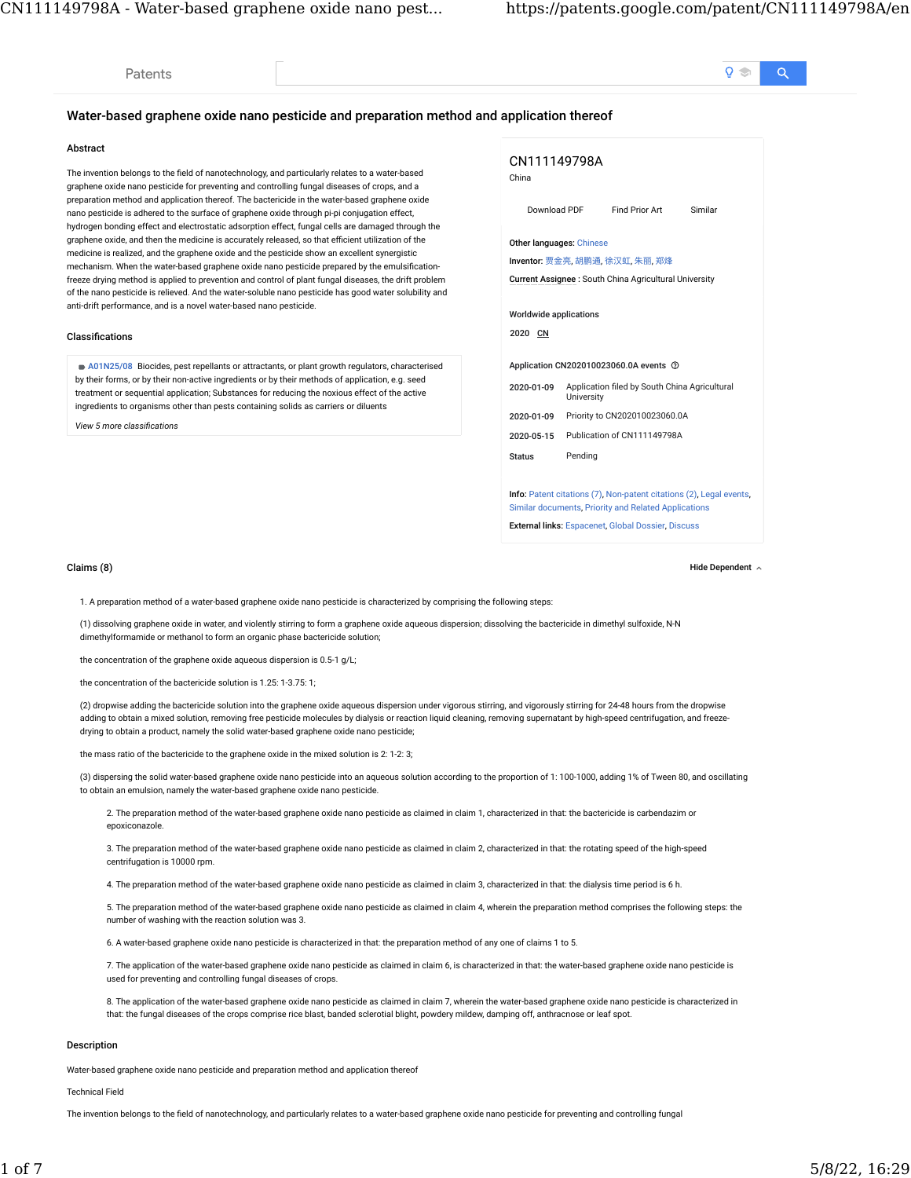Patents

# Water-based graphene oxide nano pesticide and preparation method and application thereof

## Abstract

The invention belongs to the field of nanotechnology, and particularly relates to a water-based graphene oxide nano pesticide for preventing and controlling fungal diseases of crops, and a preparation method and application thereof. The bactericide in the water-based graphene oxide nano pesticide is adhered to the surface of graphene oxide through pi-pi conjugation effect, hydrogen bonding effect and electrostatic adsorption effect, fungal cells are damaged through the graphene oxide, and then the medicine is accurately released, so that efficient utilization of the medicine is realized, and the graphene oxide and the pesticide show an excellent synergistic mechanism. When the water-based graphene oxide nano pesticide prepared by the emulsification-freeze drying method is applied to prevention and control of plant fungal diseases, the drift problem of the nano pesticide is relieved. And the water-soluble nano pesticide has good water solubility and anti-drift performance, and is a novel water-based nano pesticide.

## Classifications

A01N25/08 Biocides, pest repellants or attractants, or plant growth regulators, characterised by their forms, or by their non-active ingredients or by their methods of application, e.g. seed treatment or sequential application; Substances for reducing the noxious effect of the active ingredients to organisms other than pests containing solids as carriers or diluents

*View 5 more classifications*

CN111149798A

China

Download PDF Find Prior Art Similar

**Other languages:** Chinese

**Inventor:** 贾金亮, 胡鹏通, 徐汉虹, 朱丽, 郑烽

**Current Assignee** : South China Agricultural University

**Worldwide applications**

2020 CN

**Application CN202010023060.0A events**

| | |
|---|---|
| 2020-01-09 | Application filed by South China Agricultural University |
| 2020-01-09 | Priority to CN202010023060.0A |
| 2020-05-15 | Publication of CN111149798A |
| Status | Pending |

**Info:** Patent citations (7), Non-patent citations (2), Legal events, Similar documents, Priority and Related Applications

**External links:** Espacenet, Global Dossier, Discuss

## Claims (8)

Hide Dependent

1. A preparation method of a water-based graphene oxide nano pesticide is characterized by comprising the following steps:

(1) dissolving graphene oxide in water, and violently stirring to form a graphene oxide aqueous dispersion; dissolving the bactericide in dimethyl sulfoxide, N-N dimethylformamide or methanol to form an organic phase bactericide solution;

the concentration of the graphene oxide aqueous dispersion is 0.5-1 g/L;

the concentration of the bactericide solution is 1.25: 1-3.75: 1;

(2) dropwise adding the bactericide solution into the graphene oxide aqueous dispersion under vigorous stirring, and vigorously stirring for 24-48 hours from the dropwise adding to obtain a mixed solution, removing free pesticide molecules by dialysis or reaction liquid cleaning, removing supernatant by high-speed centrifugation, and freeze-drying to obtain a product, namely the solid water-based graphene oxide nano pesticide;

the mass ratio of the bactericide to the graphene oxide in the mixed solution is 2: 1-2: 3;

(3) dispersing the solid water-based graphene oxide nano pesticide into an aqueous solution according to the proportion of 1: 100-1000, adding 1% of Tween 80, and oscillating to obtain an emulsion, namely the water-based graphene oxide nano pesticide.

2. The preparation method of the water-based graphene oxide nano pesticide as claimed in claim 1, characterized in that: the bactericide is carbendazim or epoxiconazole.

3. The preparation method of the water-based graphene oxide nano pesticide as claimed in claim 2, characterized in that: the rotating speed of the high-speed centrifugation is 10000 rpm.

4. The preparation method of the water-based graphene oxide nano pesticide as claimed in claim 3, characterized in that: the dialysis time period is 6 h.

5. The preparation method of the water-based graphene oxide nano pesticide as claimed in claim 4, wherein the preparation method comprises the following steps: the number of washing with the reaction solution was 3.

6. A water-based graphene oxide nano pesticide is characterized in that: the preparation method of any one of claims 1 to 5.

7. The application of the water-based graphene oxide nano pesticide as claimed in claim 6, is characterized in that: the water-based graphene oxide nano pesticide is used for preventing and controlling fungal diseases of crops.

8. The application of the water-based graphene oxide nano pesticide as claimed in claim 7, wherein the water-based graphene oxide nano pesticide is characterized in that: the fungal diseases of the crops comprise rice blast, banded sclerotial blight, powdery mildew, damping off, anthracnose or leaf spot.

## Description

Water-based graphene oxide nano pesticide and preparation method and application thereof

Technical Field

The invention belongs to the field of nanotechnology, and particularly relates to a water-based graphene oxide nano pesticide for preventing and controlling fungal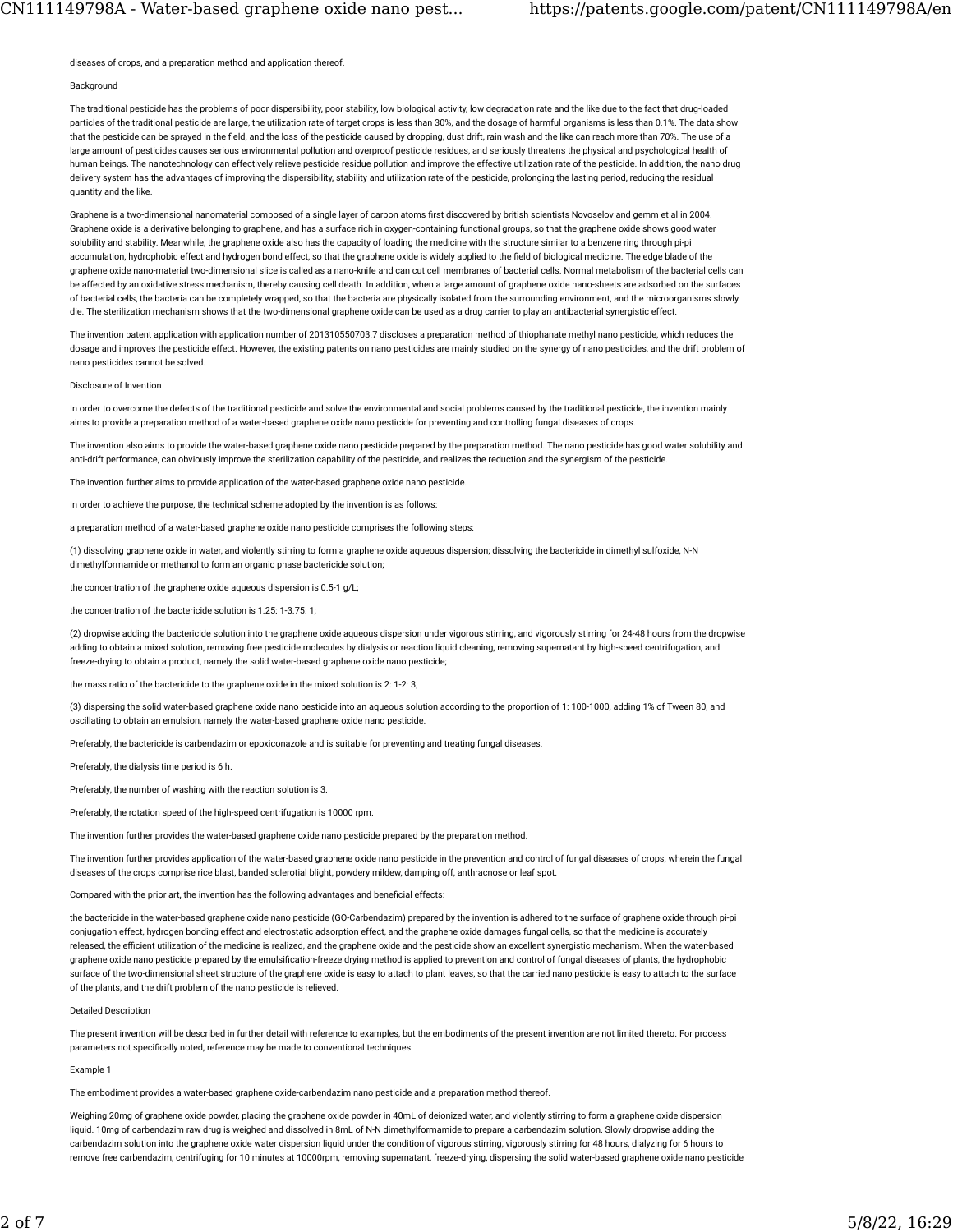diseases of crops, and a preparation method and application thereof.

## Background

The traditional pesticide has the problems of poor dispersibility, poor stability, low biological activity, low degradation rate and the like due to the fact that drug-loaded particles of the traditional pesticide are large, the utilization rate of target crops is less than 30%, and the dosage of harmful organisms is less than 0.1%. The data show that the pesticide can be sprayed in the field, and the loss of the pesticide caused by dropping, dust drift, rain wash and the like can reach more than 70%. The use of a large amount of pesticides causes serious environmental pollution and overproof pesticide residues, and seriously threatens the physical and psychological health of human beings. The nanotechnology can effectively relieve pesticide residue pollution and improve the effective utilization rate of the pesticide. In addition, the nano drug delivery system has the advantages of improving the dispersibility, stability and utilization rate of the pesticide, prolonging the lasting period, reducing the residual quantity and the like.

Graphene is a two-dimensional nanomaterial composed of a single layer of carbon atoms first discovered by british scientists Novoselov and gemm et al in 2004. Graphene oxide is a derivative belonging to graphene, and has a surface rich in oxygen-containing functional groups, so that the graphene oxide shows good water solubility and stability. Meanwhile, the graphene oxide also has the capacity of loading the medicine with the structure similar to a benzene ring through pi-pi accumulation, hydrophobic effect and hydrogen bond effect, so that the graphene oxide is widely applied to the field of biological medicine. The edge blade of the graphene oxide nano-material two-dimensional slice is called as a nano-knife and can cut cell membranes of bacterial cells. Normal metabolism of the bacterial cells can be affected by an oxidative stress mechanism, thereby causing cell death. In addition, when a large amount of graphene oxide nano-sheets are adsorbed on the surfaces of bacterial cells, the bacteria can be completely wrapped, so that the bacteria are physically isolated from the surrounding environment, and the microorganisms slowly die. The sterilization mechanism shows that the two-dimensional graphene oxide can be used as a drug carrier to play an antibacterial synergistic effect.

The invention patent application with application number of 201310550703.7 discloses a preparation method of thiophanate methyl nano pesticide, which reduces the dosage and improves the pesticide effect. However, the existing patents on nano pesticides are mainly studied on the synergy of nano pesticides, and the drift problem of nano pesticides cannot be solved.

## Disclosure of Invention

In order to overcome the defects of the traditional pesticide and solve the environmental and social problems caused by the traditional pesticide, the invention mainly aims to provide a preparation method of a water-based graphene oxide nano pesticide for preventing and controlling fungal diseases of crops.

The invention also aims to provide the water-based graphene oxide nano pesticide prepared by the preparation method. The nano pesticide has good water solubility and anti-drift performance, can obviously improve the sterilization capability of the pesticide, and realizes the reduction and the synergism of the pesticide.

The invention further aims to provide application of the water-based graphene oxide nano pesticide.

In order to achieve the purpose, the technical scheme adopted by the invention is as follows:

a preparation method of a water-based graphene oxide nano pesticide comprises the following steps:

(1) dissolving graphene oxide in water, and violently stirring to form a graphene oxide aqueous dispersion; dissolving the bactericide in dimethyl sulfoxide, N-N dimethylformamide or methanol to form an organic phase bactericide solution;

the concentration of the graphene oxide aqueous dispersion is 0.5-1 g/L;

the concentration of the bactericide solution is 1.25: 1-3.75: 1;

(2) dropwise adding the bactericide solution into the graphene oxide aqueous dispersion under vigorous stirring, and vigorously stirring for 24-48 hours from the dropwise adding to obtain a mixed solution, removing free pesticide molecules by dialysis or reaction liquid cleaning, removing supernatant by high-speed centrifugation, and freeze-drying to obtain a product, namely the solid water-based graphene oxide nano pesticide;

the mass ratio of the bactericide to the graphene oxide in the mixed solution is 2: 1-2: 3;

(3) dispersing the solid water-based graphene oxide nano pesticide into an aqueous solution according to the proportion of 1: 100-1000, adding 1% of Tween 80, and oscillating to obtain an emulsion, namely the water-based graphene oxide nano pesticide.

Preferably, the bactericide is carbendazim or epoxiconazole and is suitable for preventing and treating fungal diseases.

Preferably, the dialysis time period is 6 h.

Preferably, the number of washing with the reaction solution is 3.

Preferably, the rotation speed of the high-speed centrifugation is 10000 rpm.

The invention further provides the water-based graphene oxide nano pesticide prepared by the preparation method.

The invention further provides application of the water-based graphene oxide nano pesticide in the prevention and control of fungal diseases of crops, wherein the fungal diseases of the crops comprise rice blast, banded sclerotial blight, powdery mildew, damping off, anthracnose or leaf spot.

Compared with the prior art, the invention has the following advantages and beneficial effects:

the bactericide in the water-based graphene oxide nano pesticide (GO-Carbendazim) prepared by the invention is adhered to the surface of graphene oxide through pi-pi conjugation effect, hydrogen bonding effect and electrostatic adsorption effect, and the graphene oxide damages fungal cells, so that the medicine is accurately released, the efficient utilization of the medicine is realized, and the graphene oxide and the pesticide show an excellent synergistic mechanism. When the water-based graphene oxide nano pesticide prepared by the emulsification-freeze drying method is applied to prevention and control of fungal diseases of plants, the hydrophobic surface of the two-dimensional sheet structure of the graphene oxide is easy to attach to plant leaves, so that the carried nano pesticide is easy to attach to the surface of the plants, and the drift problem of the nano pesticide is relieved.

## Detailed Description

The present invention will be described in further detail with reference to examples, but the embodiments of the present invention are not limited thereto. For process parameters not specifically noted, reference may be made to conventional techniques.

### Example 1

The embodiment provides a water-based graphene oxide-carbendazim nano pesticide and a preparation method thereof.

Weighing 20mg of graphene oxide powder, placing the graphene oxide powder in 40mL of deionized water, and violently stirring to form a graphene oxide dispersion liquid. 10mg of carbendazim raw drug is weighed and dissolved in 8mL of N-N dimethylformamide to prepare a carbendazim solution. Slowly dropwise adding the carbendazim solution into the graphene oxide water dispersion liquid under the condition of vigorous stirring, vigorously stirring for 48 hours, dialyzing for 6 hours to remove free carbendazim, centrifuging for 10 minutes at 10000rpm, removing supernatant, freeze-drying, dispersing the solid water-based graphene oxide nano pesticide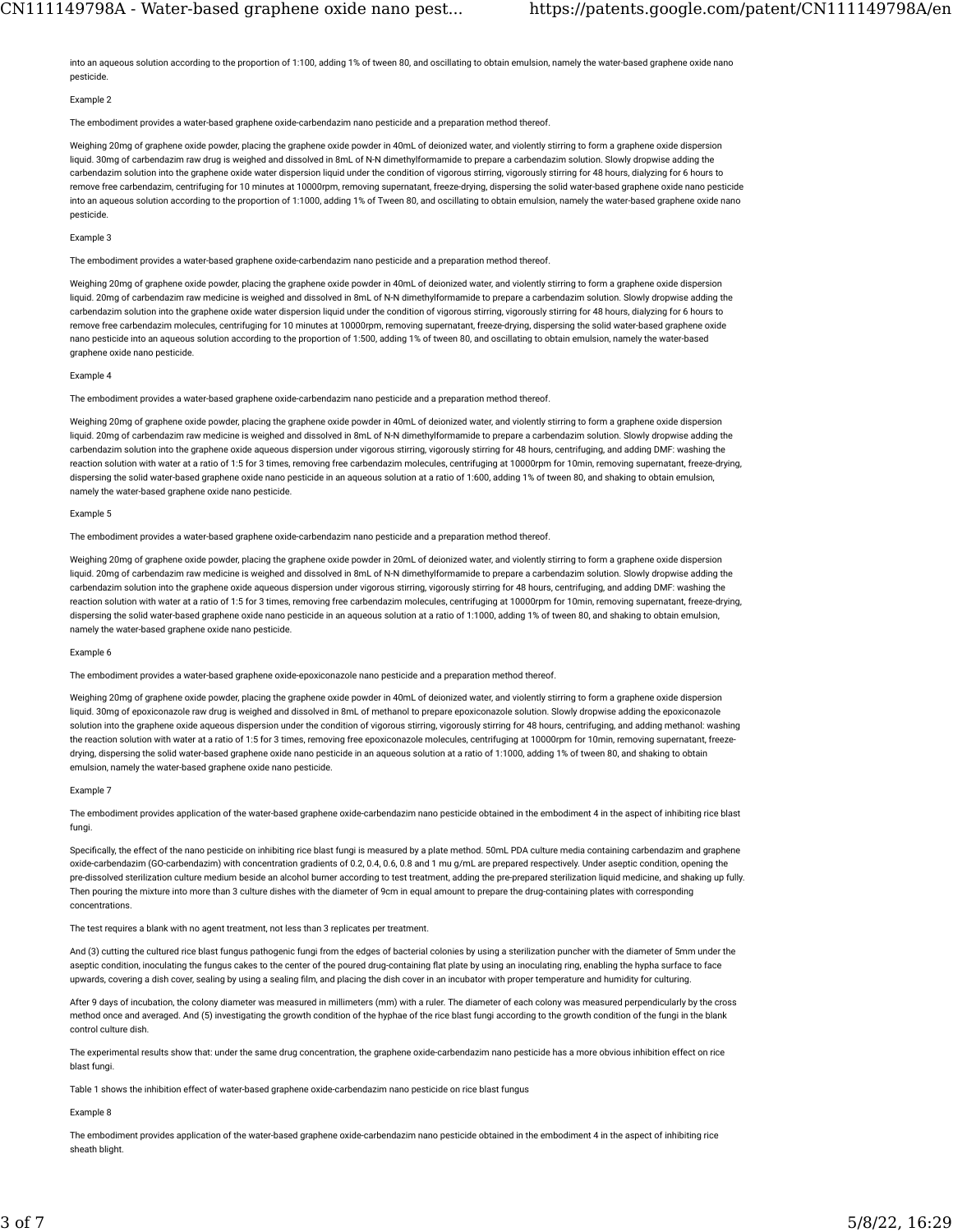into an aqueous solution according to the proportion of 1:100, adding 1% of tween 80, and oscillating to obtain emulsion, namely the water-based graphene oxide nano pesticide.

Example 2

The embodiment provides a water-based graphene oxide-carbendazim nano pesticide and a preparation method thereof.

Weighing 20mg of graphene oxide powder, placing the graphene oxide powder in 40mL of deionized water, and violently stirring to form a graphene oxide dispersion liquid. 30mg of carbendazim raw drug is weighed and dissolved in 8mL of N-N dimethylformamide to prepare a carbendazim solution. Slowly dropwise adding the carbendazim solution into the graphene oxide water dispersion liquid under the condition of vigorous stirring, vigorously stirring for 48 hours, dialyzing for 6 hours to remove free carbendazim, centrifuging for 10 minutes at 10000rpm, removing supernatant, freeze-drying, dispersing the solid water-based graphene oxide nano pesticide into an aqueous solution according to the proportion of 1:1000, adding 1% of Tween 80, and oscillating to obtain emulsion, namely the water-based graphene oxide nano pesticide.

Example 3

The embodiment provides a water-based graphene oxide-carbendazim nano pesticide and a preparation method thereof.

Weighing 20mg of graphene oxide powder, placing the graphene oxide powder in 40mL of deionized water, and violently stirring to form a graphene oxide dispersion liquid. 20mg of carbendazim raw medicine is weighed and dissolved in 8mL of N-N dimethylformamide to prepare a carbendazim solution. Slowly dropwise adding the carbendazim solution into the graphene oxide water dispersion liquid under the condition of vigorous stirring, vigorously stirring for 48 hours, dialyzing for 6 hours to remove free carbendazim molecules, centrifuging for 10 minutes at 10000rpm, removing supernatant, freeze-drying, dispersing the solid water-based graphene oxide nano pesticide into an aqueous solution according to the proportion of 1:500, adding 1% of tween 80, and oscillating to obtain emulsion, namely the water-based graphene oxide nano pesticide.

Example 4

The embodiment provides a water-based graphene oxide-carbendazim nano pesticide and a preparation method thereof.

Weighing 20mg of graphene oxide powder, placing the graphene oxide powder in 40mL of deionized water, and violently stirring to form a graphene oxide dispersion liquid. 20mg of carbendazim raw medicine is weighed and dissolved in 8mL of N-N dimethylformamide to prepare a carbendazim solution. Slowly dropwise adding the carbendazim solution into the graphene oxide aqueous dispersion under vigorous stirring, vigorously stirring for 48 hours, centrifuging, and adding DMF: washing the reaction solution with water at a ratio of 1:5 for 3 times, removing free carbendazim molecules, centrifuging at 10000rpm for 10min, removing supernatant, freeze-drying, dispersing the solid water-based graphene oxide nano pesticide in an aqueous solution at a ratio of 1:600, adding 1% of tween 80, and shaking to obtain emulsion, namely the water-based graphene oxide nano pesticide.

Example 5

The embodiment provides a water-based graphene oxide-carbendazim nano pesticide and a preparation method thereof.

Weighing 20mg of graphene oxide powder, placing the graphene oxide powder in 20mL of deionized water, and violently stirring to form a graphene oxide dispersion liquid. 20mg of carbendazim raw medicine is weighed and dissolved in 8mL of N-N dimethylformamide to prepare a carbendazim solution. Slowly dropwise adding the carbendazim solution into the graphene oxide aqueous dispersion under vigorous stirring, vigorously stirring for 48 hours, centrifuging, and adding DMF: washing the reaction solution with water at a ratio of 1:5 for 3 times, removing free carbendazim molecules, centrifuging at 10000rpm for 10min, removing supernatant, freeze-drying, dispersing the solid water-based graphene oxide nano pesticide in an aqueous solution at a ratio of 1:1000, adding 1% of tween 80, and shaking to obtain emulsion, namely the water-based graphene oxide nano pesticide.

Example 6

The embodiment provides a water-based graphene oxide-epoxiconazole nano pesticide and a preparation method thereof.

Weighing 20mg of graphene oxide powder, placing the graphene oxide powder in 40mL of deionized water, and violently stirring to form a graphene oxide dispersion liquid. 30mg of epoxiconazole raw drug is weighed and dissolved in 8mL of methanol to prepare epoxiconazole solution. Slowly dropwise adding the epoxiconazole solution into the graphene oxide aqueous dispersion under the condition of vigorous stirring, vigorously stirring for 48 hours, centrifuging, and adding methanol: washing the reaction solution with water at a ratio of 1:5 for 3 times, removing free epoxiconazole molecules, centrifuging at 10000rpm for 10min, removing supernatant, freeze-drying, dispersing the solid water-based graphene oxide nano pesticide in an aqueous solution at a ratio of 1:1000, adding 1% of tween 80, and shaking to obtain emulsion, namely the water-based graphene oxide nano pesticide.

Example 7

The embodiment provides application of the water-based graphene oxide-carbendazim nano pesticide obtained in the embodiment 4 in the aspect of inhibiting rice blast fungi.

Specifically, the effect of the nano pesticide on inhibiting rice blast fungi is measured by a plate method. 50mL PDA culture media containing carbendazim and graphene oxide-carbendazim (GO-carbendazim) with concentration gradients of 0.2, 0.4, 0.6, 0.8 and 1 mu g/mL are prepared respectively. Under aseptic condition, opening the pre-dissolved sterilization culture medium beside an alcohol burner according to test treatment, adding the pre-prepared sterilization liquid medicine, and shaking up fully. Then pouring the mixture into more than 3 culture dishes with the diameter of 9cm in equal amount to prepare the drug-containing plates with corresponding concentrations.

The test requires a blank with no agent treatment, not less than 3 replicates per treatment.

And (3) cutting the cultured rice blast fungus pathogenic fungi from the edges of bacterial colonies by using a sterilization puncher with the diameter of 5mm under the aseptic condition, inoculating the fungus cakes to the center of the poured drug-containing flat plate by using an inoculating ring, enabling the hypha surface to face upwards, covering a dish cover, sealing by using a sealing film, and placing the dish cover in an incubator with proper temperature and humidity for culturing.

After 9 days of incubation, the colony diameter was measured in millimeters (mm) with a ruler. The diameter of each colony was measured perpendicularly by the cross method once and averaged. And (5) investigating the growth condition of the hyphae of the rice blast fungi according to the growth condition of the fungi in the blank control culture dish.

The experimental results show that: under the same drug concentration, the graphene oxide-carbendazim nano pesticide has a more obvious inhibition effect on rice blast fungi.

Table 1 shows the inhibition effect of water-based graphene oxide-carbendazim nano pesticide on rice blast fungus

Example 8

The embodiment provides application of the water-based graphene oxide-carbendazim nano pesticide obtained in the embodiment 4 in the aspect of inhibiting rice sheath blight.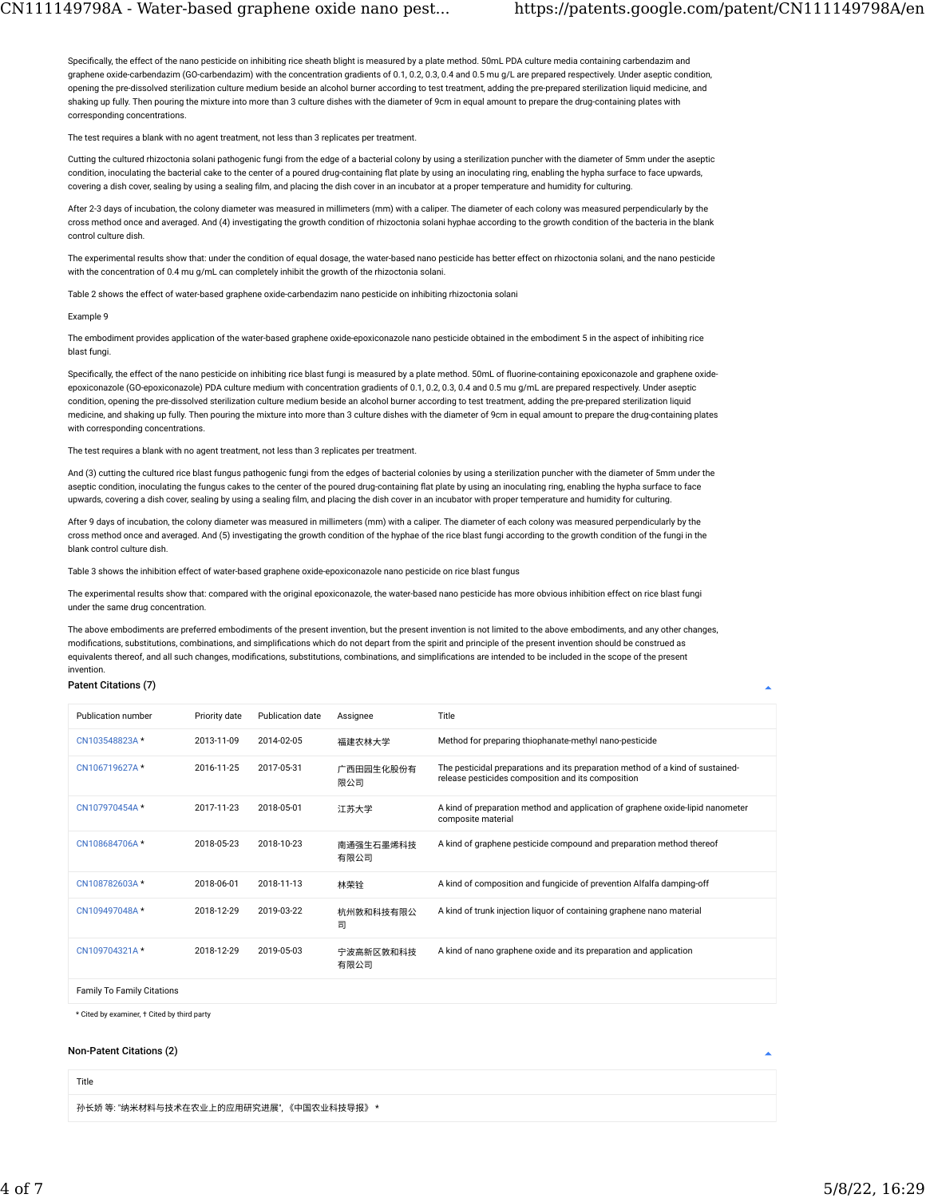Specifically, the effect of the nano pesticide on inhibiting rice sheath blight is measured by a plate method. 50mL PDA culture media containing carbendazim and graphene oxide-carbendazim (GO-carbendazim) with the concentration gradients of 0.1, 0.2, 0.3, 0.4 and 0.5 mu g/L are prepared respectively. Under aseptic condition, opening the pre-dissolved sterilization culture medium beside an alcohol burner according to test treatment, adding the pre-prepared sterilization liquid medicine, and shaking up fully. Then pouring the mixture into more than 3 culture dishes with the diameter of 9cm in equal amount to prepare the drug-containing plates with corresponding concentrations.

The test requires a blank with no agent treatment, not less than 3 replicates per treatment.

Cutting the cultured rhizoctonia solani pathogenic fungi from the edge of a bacterial colony by using a sterilization puncher with the diameter of 5mm under the aseptic condition, inoculating the bacterial cake to the center of a poured drug-containing flat plate by using an inoculating ring, enabling the hypha surface to face upwards, covering a dish cover, sealing by using a sealing film, and placing the dish cover in an incubator at a proper temperature and humidity for culturing.

After 2-3 days of incubation, the colony diameter was measured in millimeters (mm) with a caliper. The diameter of each colony was measured perpendicularly by the cross method once and averaged. And (4) investigating the growth condition of rhizoctonia solani hyphae according to the growth condition of the bacteria in the blank control culture dish.

The experimental results show that: under the condition of equal dosage, the water-based nano pesticide has better effect on rhizoctonia solani, and the nano pesticide with the concentration of 0.4 mu g/mL can completely inhibit the growth of the rhizoctonia solani.

Table 2 shows the effect of water-based graphene oxide-carbendazim nano pesticide on inhibiting rhizoctonia solani

Example 9

The embodiment provides application of the water-based graphene oxide-epoxiconazole nano pesticide obtained in the embodiment 5 in the aspect of inhibiting rice blast fungi.

Specifically, the effect of the nano pesticide on inhibiting rice blast fungi is measured by a plate method. 50mL of fluorine-containing epoxiconazole and graphene oxide-epoxiconazole (GO-epoxiconazole) PDA culture medium with concentration gradients of 0.1, 0.2, 0.3, 0.4 and 0.5 mu g/mL are prepared respectively. Under aseptic condition, opening the pre-dissolved sterilization culture medium beside an alcohol burner according to test treatment, adding the pre-prepared sterilization liquid medicine, and shaking up fully. Then pouring the mixture into more than 3 culture dishes with the diameter of 9cm in equal amount to prepare the drug-containing plates with corresponding concentrations.

The test requires a blank with no agent treatment, not less than 3 replicates per treatment.

And (3) cutting the cultured rice blast fungus pathogenic fungi from the edges of bacterial colonies by using a sterilization puncher with the diameter of 5mm under the aseptic condition, inoculating the fungus cakes to the center of the poured drug-containing flat plate by using an inoculating ring, enabling the hypha surface to face upwards, covering a dish cover, sealing by using a sealing film, and placing the dish cover in an incubator with proper temperature and humidity for culturing.

After 9 days of incubation, the colony diameter was measured in millimeters (mm) with a caliper. The diameter of each colony was measured perpendicularly by the cross method once and averaged. And (5) investigating the growth condition of the hyphae of the rice blast fungi according to the growth condition of the fungi in the blank control culture dish.

Table 3 shows the inhibition effect of water-based graphene oxide-epoxiconazole nano pesticide on rice blast fungus

The experimental results show that: compared with the original epoxiconazole, the water-based nano pesticide has more obvious inhibition effect on rice blast fungi under the same drug concentration.

The above embodiments are preferred embodiments of the present invention, but the present invention is not limited to the above embodiments, and any other changes, modifications, substitutions, combinations, and simplifications which do not depart from the spirit and principle of the present invention should be construed as equivalents thereof, and all such changes, modifications, substitutions, combinations, and simplifications are intended to be included in the scope of the present invention.

## Patent Citations (7)

| Publication number | Priority date | Publication date | Assignee | Title |
|---|---|---|---|---|
| CN103548823A * | 2013-11-09 | 2014-02-05 | 福建农林大学 | Method for preparing thiophanate-methyl nano-pesticide |
| CN106719627A * | 2016-11-25 | 2017-05-31 | 广西田园生化股份有限公司 | The pesticidal preparations and its preparation method of a kind of sustained-release pesticides composition and its composition |
| CN107970454A * | 2017-11-23 | 2018-05-01 | 江苏大学 | A kind of preparation method and application of graphene oxide-lipid nanometer composite material |
| CN108684706A * | 2018-05-23 | 2018-10-23 | 南通强生石墨烯科技有限公司 | A kind of graphene pesticide compound and preparation method thereof |
| CN108782603A * | 2018-06-01 | 2018-11-13 | 林荣铨 | A kind of composition and fungicide of prevention Alfalfa damping-off |
| CN109497048A * | 2018-12-29 | 2019-03-22 | 杭州敦和科技有限公司 | A kind of trunk injection liquor of containing graphene nano material |
| CN109704321A * | 2018-12-29 | 2019-05-03 | 宁波高新区敦和科技有限公司 | A kind of nano graphene oxide and its preparation method and application |
| Family To Family Citations | | | | |

\* Cited by examiner, † Cited by third party

## Non-Patent Citations (2)

| Title |
|---|
| 孙长娇 等: "纳米材料与技术在农业上的应用研究进展",《中国农业科技导报》 * |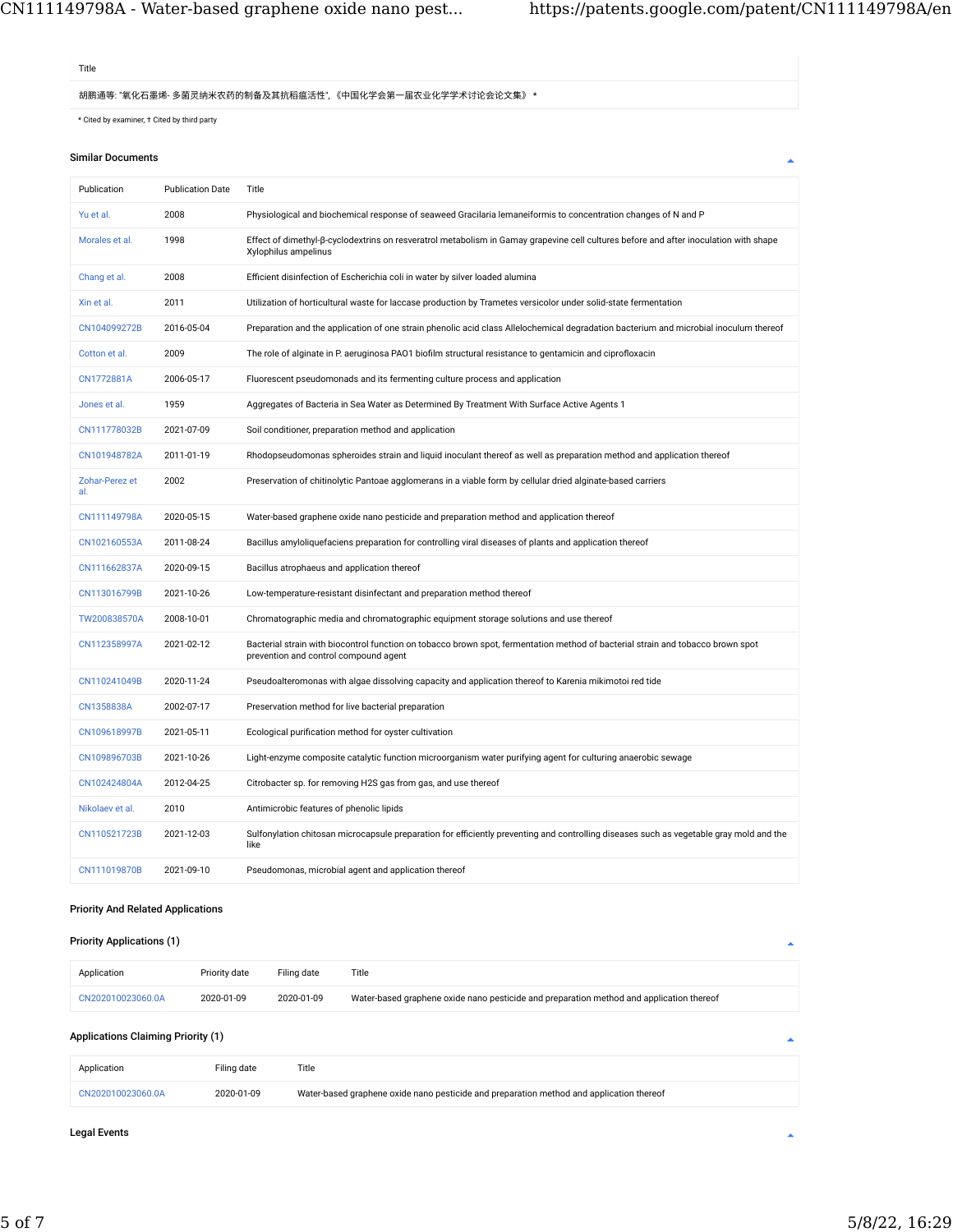| Title |
| --- |
| 胡鹏通等: "氧化石墨烯- 多菌灵纳米农药的制备及其抗稻瘟活性", 《中国化学会第一届农业化学学术讨论会论文集》 * |

* Cited by examiner, † Cited by third party

## Similar Documents

| Publication | Publication Date | Title |
| --- | --- | --- |
| Yu et al. | 2008 | Physiological and biochemical response of seaweed Gracilaria lemaneiformis to concentration changes of N and P |
| Morales et al. | 1998 | Effect of dimethyl-β-cyclodextrins on resveratrol metabolism in Gamay grapevine cell cultures before and after inoculation with shape Xylophilus ampelinus |
| Chang et al. | 2008 | Efficient disinfection of Escherichia coli in water by silver loaded alumina |
| Xin et al. | 2011 | Utilization of horticultural waste for laccase production by Trametes versicolor under solid-state fermentation |
| CN104099272B | 2016-05-04 | Preparation and the application of one strain phenolic acid class Allelochemical degradation bacterium and microbial inoculum thereof |
| Cotton et al. | 2009 | The role of alginate in P. aeruginosa PAO1 biofilm structural resistance to gentamicin and ciprofloxacin |
| CN1772881A | 2006-05-17 | Fluorescent pseudomonads and its fermenting culture process and application |
| Jones et al. | 1959 | Aggregates of Bacteria in Sea Water as Determined By Treatment With Surface Active Agents 1 |
| CN111778032B | 2021-07-09 | Soil conditioner, preparation method and application |
| CN101948782A | 2011-01-19 | Rhodopseudomonas spheroides strain and liquid inoculant thereof as well as preparation method and application thereof |
| Zohar-Perez et al. | 2002 | Preservation of chitinolytic Pantoae agglomerans in a viable form by cellular dried alginate-based carriers |
| CN111149798A | 2020-05-15 | Water-based graphene oxide nano pesticide and preparation method and application thereof |
| CN102160553A | 2011-08-24 | Bacillus amyloliquefaciens preparation for controlling viral diseases of plants and application thereof |
| CN111662837A | 2020-09-15 | Bacillus atrophaeus and application thereof |
| CN113016799B | 2021-10-26 | Low-temperature-resistant disinfectant and preparation method thereof |
| TW200838570A | 2008-10-01 | Chromatographic media and chromatographic equipment storage solutions and use thereof |
| CN112358997A | 2021-02-12 | Bacterial strain with biocontrol function on tobacco brown spot, fermentation method of bacterial strain and tobacco brown spot prevention and control compound agent |
| CN110241049B | 2020-11-24 | Pseudoalteromonas with algae dissolving capacity and application thereof to Karenia mikimotoi red tide |
| CN1358838A | 2002-07-17 | Preservation method for live bacterial preparation |
| CN109618997B | 2021-05-11 | Ecological purification method for oyster cultivation |
| CN109896703B | 2021-10-26 | Light-enzyme composite catalytic function microorganism water purifying agent for culturing anaerobic sewage |
| CN102424804A | 2012-04-25 | Citrobacter sp. for removing H2S gas from gas, and use thereof |
| Nikolaev et al. | 2010 | Antimicrobic features of phenolic lipids |
| CN110521723B | 2021-12-03 | Sulfonylation chitosan microcapsule preparation for efficiently preventing and controlling diseases such as vegetable gray mold and the like |
| CN111019870B | 2021-09-10 | Pseudomonas, microbial agent and application thereof |

## Priority And Related Applications

### Priority Applications (1)

| Application | Priority date | Filing date | Title |
| --- | --- | --- | --- |
| CN202010023060.0A | 2020-01-09 | 2020-01-09 | Water-based graphene oxide nano pesticide and preparation method and application thereof |

### Applications Claiming Priority (1)

| Application | Filing date | Title |
| --- | --- | --- |
| CN202010023060.0A | 2020-01-09 | Water-based graphene oxide nano pesticide and preparation method and application thereof |

## Legal Events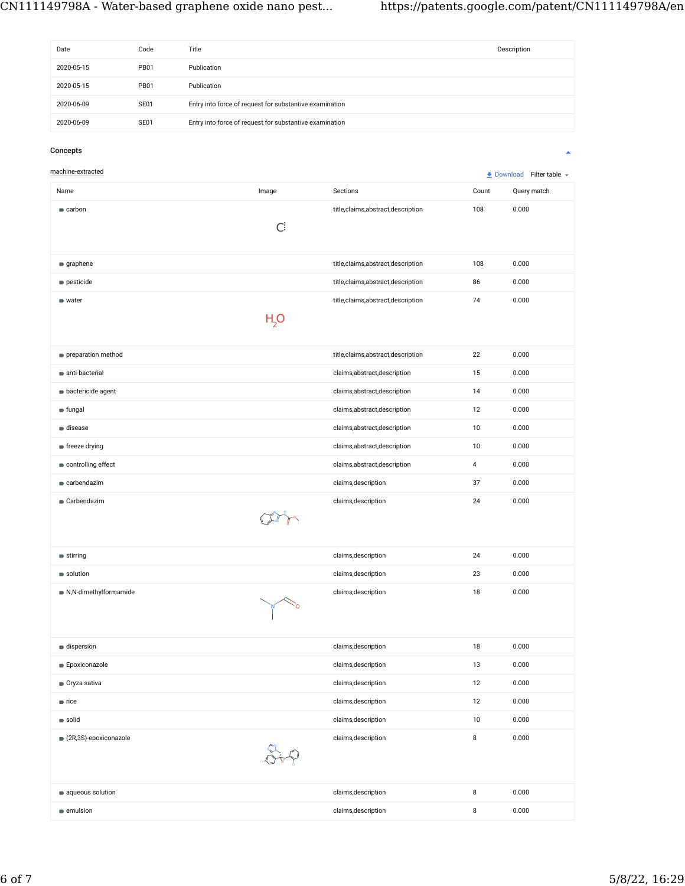| Date | Code | Title | Description |
|---|---|---|---|
| 2020-05-15 | PB01 | Publication | |
| 2020-05-15 | PB01 | Publication | |
| 2020-06-09 | SE01 | Entry into force of request for substantive examination | |
| 2020-06-09 | SE01 | Entry into force of request for substantive examination | |

## Concepts

machine-extracted

Download Filter table

| Name | Image | Sections | Count | Query match |
|---|---|---|---|---|
| carbon | C | title,claims,abstract,description | 108 | 0.000 |
| graphene | | title,claims,abstract,description | 108 | 0.000 |
| pesticide | | title,claims,abstract,description | 86 | 0.000 |
| water | $H_2O$ | title,claims,abstract,description | 74 | 0.000 |
| preparation method | | title,claims,abstract,description | 22 | 0.000 |
| anti-bacterial | | claims,abstract,description | 15 | 0.000 |
| bactericide agent | | claims,abstract,description | 14 | 0.000 |
| fungal | | claims,abstract,description | 12 | 0.000 |
| disease | | claims,abstract,description | 10 | 0.000 |
| freeze drying | | claims,abstract,description | 10 | 0.000 |
| controlling effect | | claims,abstract,description | 4 | 0.000 |
| carbendazim | | claims,description | 37 | 0.000 |
| Carbendazim | | claims,description | 24 | 0.000 |
| stirring | | claims,description | 24 | 0.000 |
| solution | | claims,description | 23 | 0.000 |
| N,N-dimethylformamide | | claims,description | 18 | 0.000 |
| dispersion | | claims,description | 18 | 0.000 |
| Epoxiconazole | | claims,description | 13 | 0.000 |
| Oryza sativa | | claims,description | 12 | 0.000 |
| rice | | claims,description | 12 | 0.000 |
| solid | | claims,description | 10 | 0.000 |
| (2R,3S)-epoxiconazole | | claims,description | 8 | 0.000 |
| aqueous solution | | claims,description | 8 | 0.000 |
| emulsion | | claims,description | 8 | 0.000 |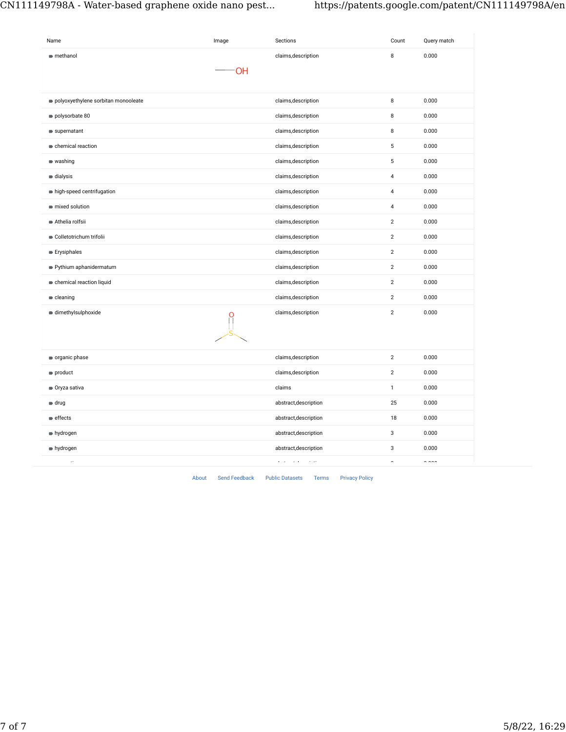| Name | Image | Sections | Count | Query match |
| --- | --- | --- | --- | --- |
| methanol | | claims,description | 8 | 0.000 |
| polyoxyethylene sorbitan monooleate | | claims,description | 8 | 0.000 |
| polysorbate 80 | | claims,description | 8 | 0.000 |
| supernatant | | claims,description | 8 | 0.000 |
| chemical reaction | | claims,description | 5 | 0.000 |
| washing | | claims,description | 5 | 0.000 |
| dialysis | | claims,description | 4 | 0.000 |
| high-speed centrifugation | | claims,description | 4 | 0.000 |
| mixed solution | | claims,description | 4 | 0.000 |
| Athelia rolfsii | | claims,description | 2 | 0.000 |
| Colletotrichum trifolii | | claims,description | 2 | 0.000 |
| Erysiphales | | claims,description | 2 | 0.000 |
| Pythium aphanidermatum | | claims,description | 2 | 0.000 |
| chemical reaction liquid | | claims,description | 2 | 0.000 |
| cleaning | | claims,description | 2 | 0.000 |
| dimethylsulphoxide | | claims,description | 2 | 0.000 |
| organic phase | | claims,description | 2 | 0.000 |
| product | | claims,description | 2 | 0.000 |
| Oryza sativa | | claims | 1 | 0.000 |
| drug | | abstract,description | 25 | 0.000 |
| effects | | abstract,description | 18 | 0.000 |
| hydrogen | | abstract,description | 3 | 0.000 |
| hydrogen | | abstract,description | 3 | 0.000 |

About Send Feedback Public Datasets Terms Privacy Policy